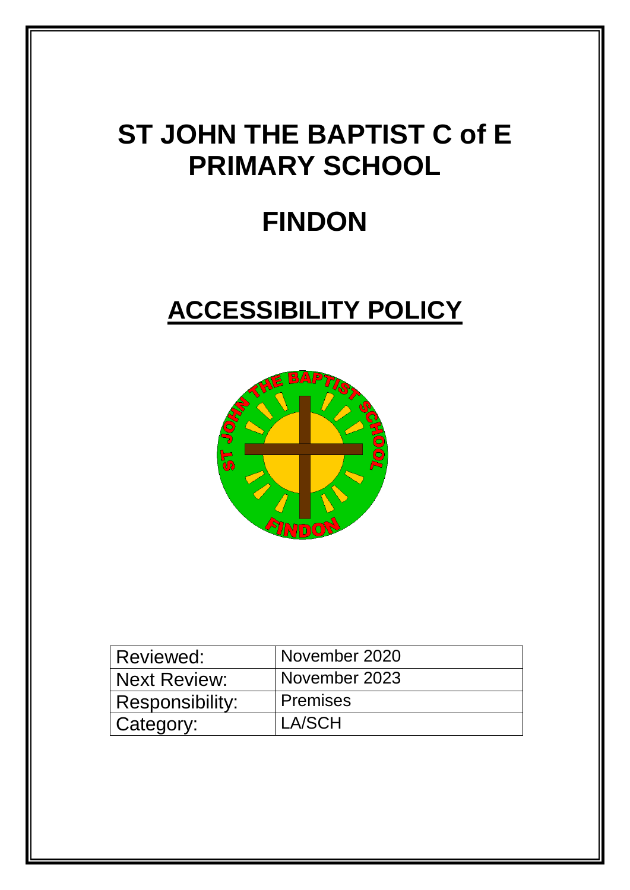# ST JOHN THE BAPTIST C of E PRIMARY SCHOOL

# FINDON

# ACCESSIBILITY POLICY

| Reviewed: | November 2020 |
|---|---|
| Next Review: | November 2023 |
| Responsibility: | Premises |
| Category: | LA/SCH |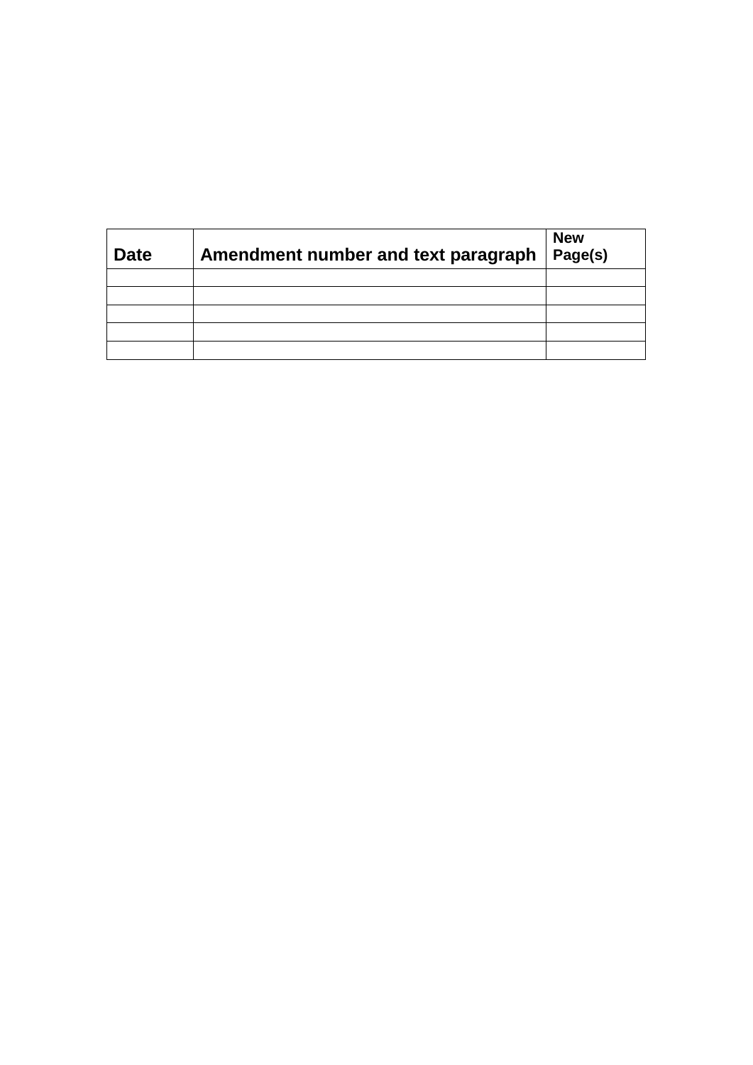| Date | Amendment number and text paragraph | New Page(s) |
| --- | --- | --- |
| | | |
| | | |
| | | |
| | | |
| | | |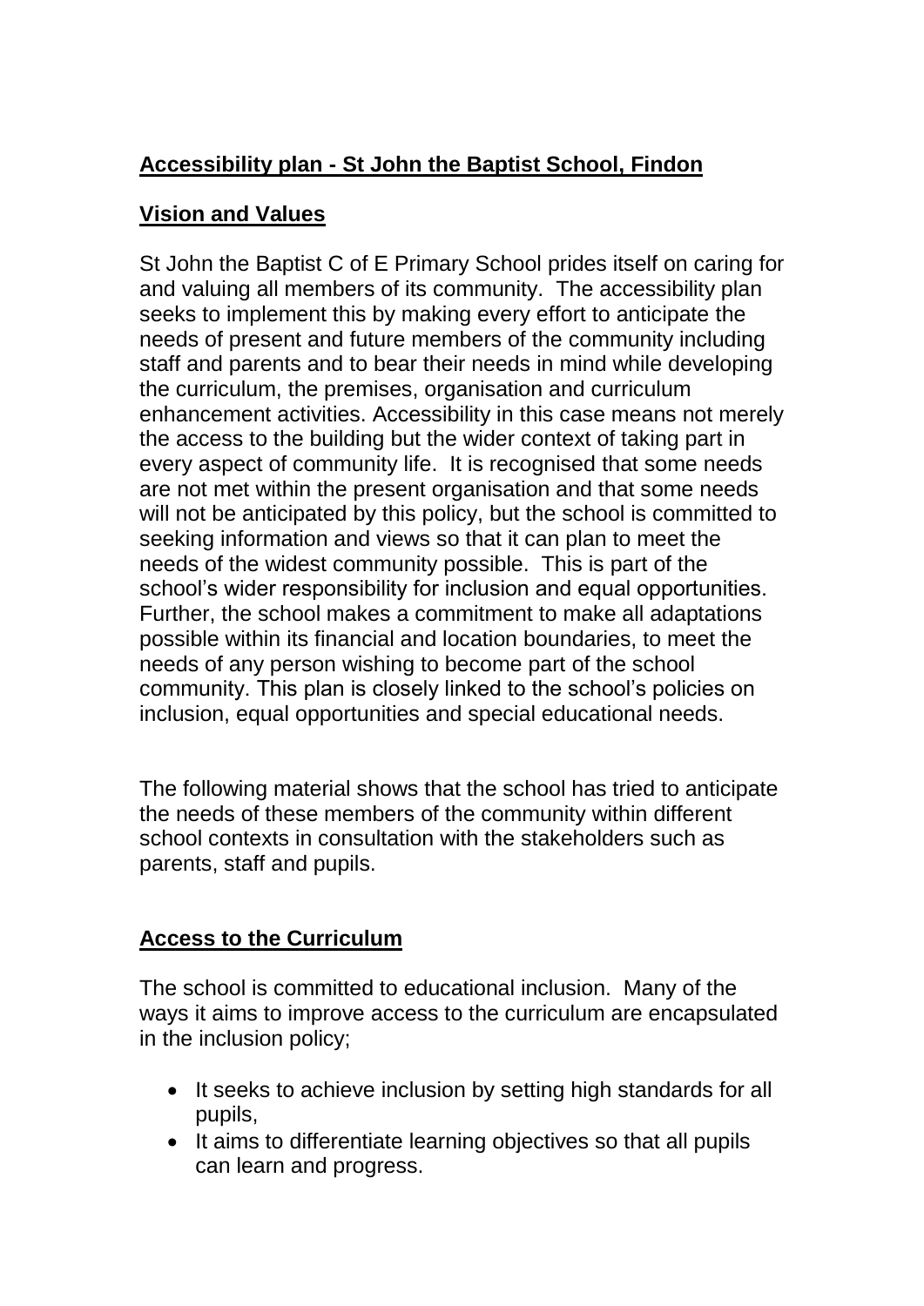## Accessibility plan - St John the Baptist School, Findon

## Vision and Values

St John the Baptist C of E Primary School prides itself on caring for and valuing all members of its community. The accessibility plan seeks to implement this by making every effort to anticipate the needs of present and future members of the community including staff and parents and to bear their needs in mind while developing the curriculum, the premises, organisation and curriculum enhancement activities. Accessibility in this case means not merely the access to the building but the wider context of taking part in every aspect of community life. It is recognised that some needs are not met within the present organisation and that some needs will not be anticipated by this policy, but the school is committed to seeking information and views so that it can plan to meet the needs of the widest community possible. This is part of the school's wider responsibility for inclusion and equal opportunities. Further, the school makes a commitment to make all adaptations possible within its financial and location boundaries, to meet the needs of any person wishing to become part of the school community. This plan is closely linked to the school's policies on inclusion, equal opportunities and special educational needs.

The following material shows that the school has tried to anticipate the needs of these members of the community within different school contexts in consultation with the stakeholders such as parents, staff and pupils.

## Access to the Curriculum

The school is committed to educational inclusion. Many of the ways it aims to improve access to the curriculum are encapsulated in the inclusion policy;

- It seeks to achieve inclusion by setting high standards for all pupils,
- It aims to differentiate learning objectives so that all pupils can learn and progress.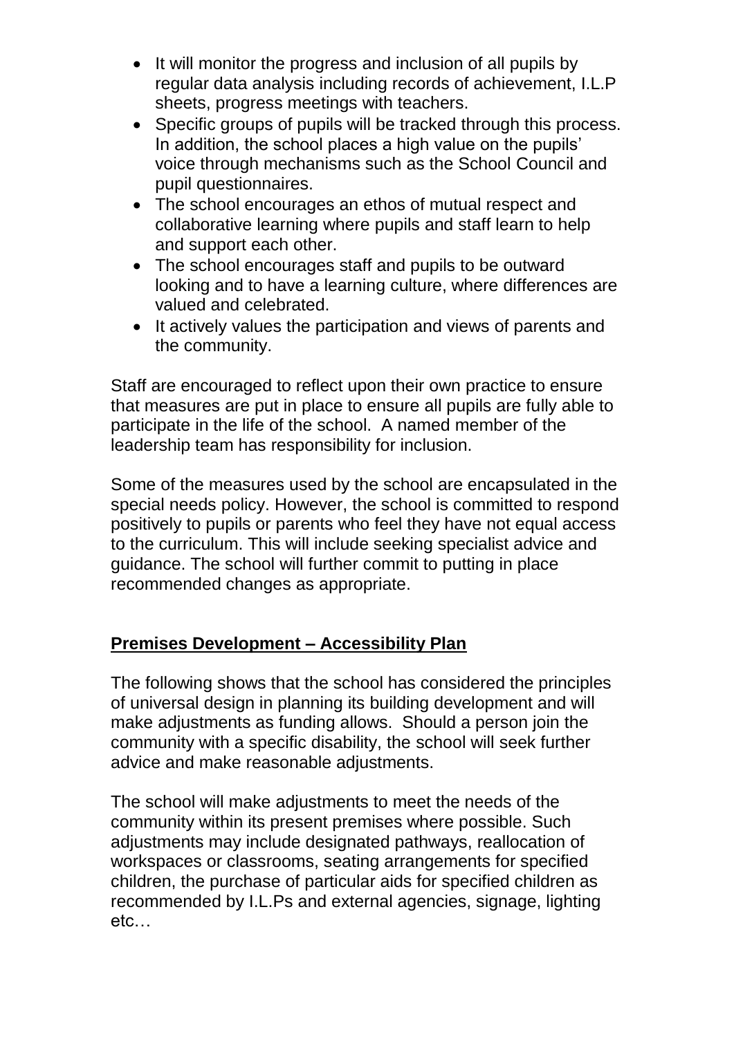- It will monitor the progress and inclusion of all pupils by regular data analysis including records of achievement, I.L.P sheets, progress meetings with teachers.
- Specific groups of pupils will be tracked through this process. In addition, the school places a high value on the pupils' voice through mechanisms such as the School Council and pupil questionnaires.
- The school encourages an ethos of mutual respect and collaborative learning where pupils and staff learn to help and support each other.
- The school encourages staff and pupils to be outward looking and to have a learning culture, where differences are valued and celebrated.
- It actively values the participation and views of parents and the community.

Staff are encouraged to reflect upon their own practice to ensure that measures are put in place to ensure all pupils are fully able to participate in the life of the school. A named member of the leadership team has responsibility for inclusion.

Some of the measures used by the school are encapsulated in the special needs policy. However, the school is committed to respond positively to pupils or parents who feel they have not equal access to the curriculum. This will include seeking specialist advice and guidance. The school will further commit to putting in place recommended changes as appropriate.

## Premises Development – Accessibility Plan

The following shows that the school has considered the principles of universal design in planning its building development and will make adjustments as funding allows. Should a person join the community with a specific disability, the school will seek further advice and make reasonable adjustments.

The school will make adjustments to meet the needs of the community within its present premises where possible. Such adjustments may include designated pathways, reallocation of workspaces or classrooms, seating arrangements for specified children, the purchase of particular aids for specified children as recommended by I.L.Ps and external agencies, signage, lighting etc…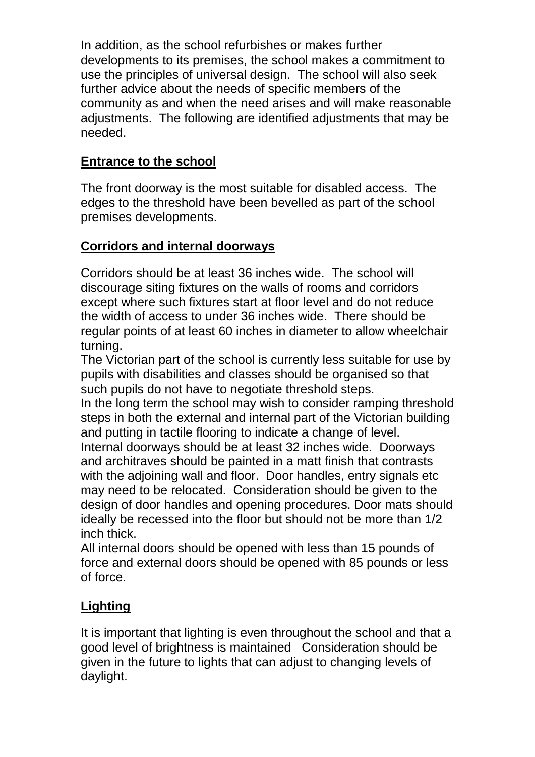In addition, as the school refurbishes or makes further developments to its premises, the school makes a commitment to use the principles of universal design. The school will also seek further advice about the needs of specific members of the community as and when the need arises and will make reasonable adjustments. The following are identified adjustments that may be needed.

## Entrance to the school

The front doorway is the most suitable for disabled access. The edges to the threshold have been bevelled as part of the school premises developments.

## Corridors and internal doorways

Corridors should be at least 36 inches wide. The school will discourage siting fixtures on the walls of rooms and corridors except where such fixtures start at floor level and do not reduce the width of access to under 36 inches wide. There should be regular points of at least 60 inches in diameter to allow wheelchair turning.

The Victorian part of the school is currently less suitable for use by pupils with disabilities and classes should be organised so that such pupils do not have to negotiate threshold steps.

In the long term the school may wish to consider ramping threshold steps in both the external and internal part of the Victorian building and putting in tactile flooring to indicate a change of level.

Internal doorways should be at least 32 inches wide. Doorways and architraves should be painted in a matt finish that contrasts with the adjoining wall and floor. Door handles, entry signals etc may need to be relocated. Consideration should be given to the design of door handles and opening procedures. Door mats should ideally be recessed into the floor but should not be more than 1/2 inch thick.

All internal doors should be opened with less than 15 pounds of force and external doors should be opened with 85 pounds or less of force.

## Lighting

It is important that lighting is even throughout the school and that a good level of brightness is maintained Consideration should be given in the future to lights that can adjust to changing levels of daylight.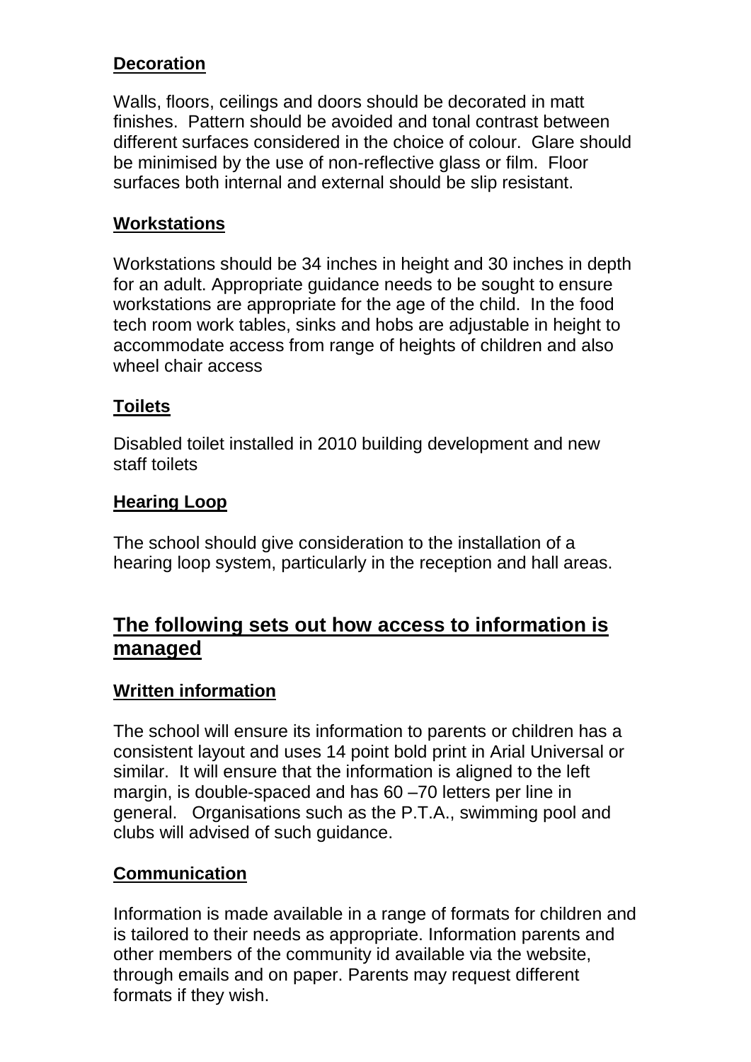### Decoration

Walls, floors, ceilings and doors should be decorated in matt finishes. Pattern should be avoided and tonal contrast between different surfaces considered in the choice of colour. Glare should be minimised by the use of non-reflective glass or film. Floor surfaces both internal and external should be slip resistant.

### Workstations

Workstations should be 34 inches in height and 30 inches in depth for an adult. Appropriate guidance needs to be sought to ensure workstations are appropriate for the age of the child. In the food tech room work tables, sinks and hobs are adjustable in height to accommodate access from range of heights of children and also wheel chair access

### Toilets

Disabled toilet installed in 2010 building development and new staff toilets

### Hearing Loop

The school should give consideration to the installation of a hearing loop system, particularly in the reception and hall areas.

## The following sets out how access to information is managed

### Written information

The school will ensure its information to parents or children has a consistent layout and uses 14 point bold print in Arial Universal or similar. It will ensure that the information is aligned to the left margin, is double-spaced and has 60 –70 letters per line in general. Organisations such as the P.T.A., swimming pool and clubs will advised of such guidance.

### Communication

Information is made available in a range of formats for children and is tailored to their needs as appropriate. Information parents and other members of the community id available via the website, through emails and on paper. Parents may request different formats if they wish.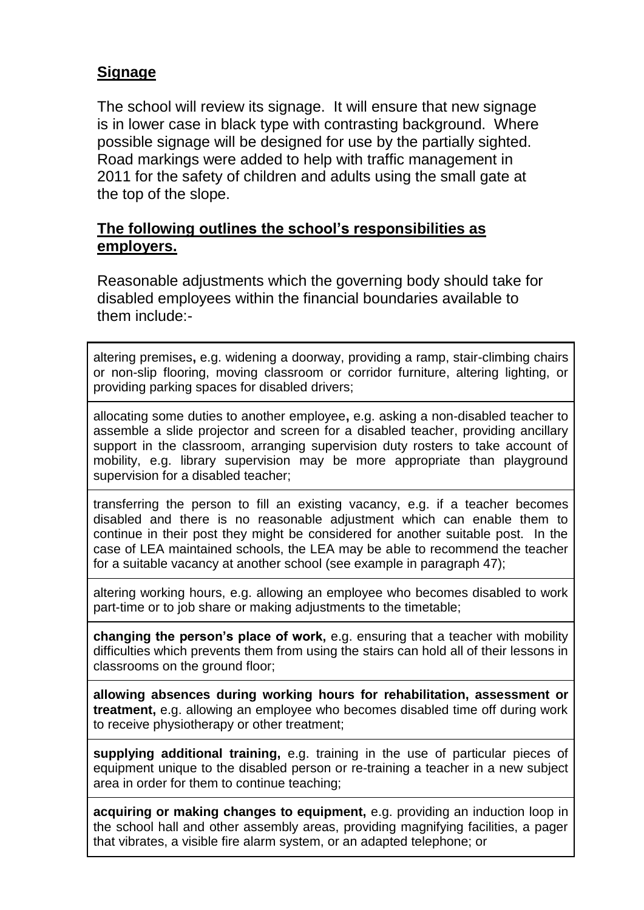**Signage**

The school will review its signage. It will ensure that new signage is in lower case in black type with contrasting background. Where possible signage will be designed for use by the partially sighted. Road markings were added to help with traffic management in 2011 for the safety of children and adults using the small gate at the top of the slope.

**The following outlines the school's responsibilities as employers.**

Reasonable adjustments which the governing body should take for disabled employees within the financial boundaries available to them include:-

| |
|---|
| altering premises**,** e.g. widening a doorway, providing a ramp, stair-climbing chairs or non-slip flooring, moving classroom or corridor furniture, altering lighting, or providing parking spaces for disabled drivers; |
| allocating some duties to another employee**,** e.g. asking a non-disabled teacher to assemble a slide projector and screen for a disabled teacher, providing ancillary support in the classroom, arranging supervision duty rosters to take account of mobility, e.g. library supervision may be more appropriate than playground supervision for a disabled teacher; |
| transferring the person to fill an existing vacancy, e.g. if a teacher becomes disabled and there is no reasonable adjustment which can enable them to continue in their post they might be considered for another suitable post. In the case of LEA maintained schools, the LEA may be able to recommend the teacher for a suitable vacancy at another school (see example in paragraph 47); |
| altering working hours, e.g. allowing an employee who becomes disabled to work part-time or to job share or making adjustments to the timetable; |
| **changing the person's place of work,** e.g. ensuring that a teacher with mobility difficulties which prevents them from using the stairs can hold all of their lessons in classrooms on the ground floor; |
| **allowing absences during working hours for rehabilitation, assessment or treatment,** e.g. allowing an employee who becomes disabled time off during work to receive physiotherapy or other treatment; |
| **supplying additional training,** e.g. training in the use of particular pieces of equipment unique to the disabled person or re-training a teacher in a new subject area in order for them to continue teaching; |
| **acquiring or making changes to equipment,** e.g. providing an induction loop in the school hall and other assembly areas, providing magnifying facilities, a pager that vibrates, a visible fire alarm system, or an adapted telephone; or |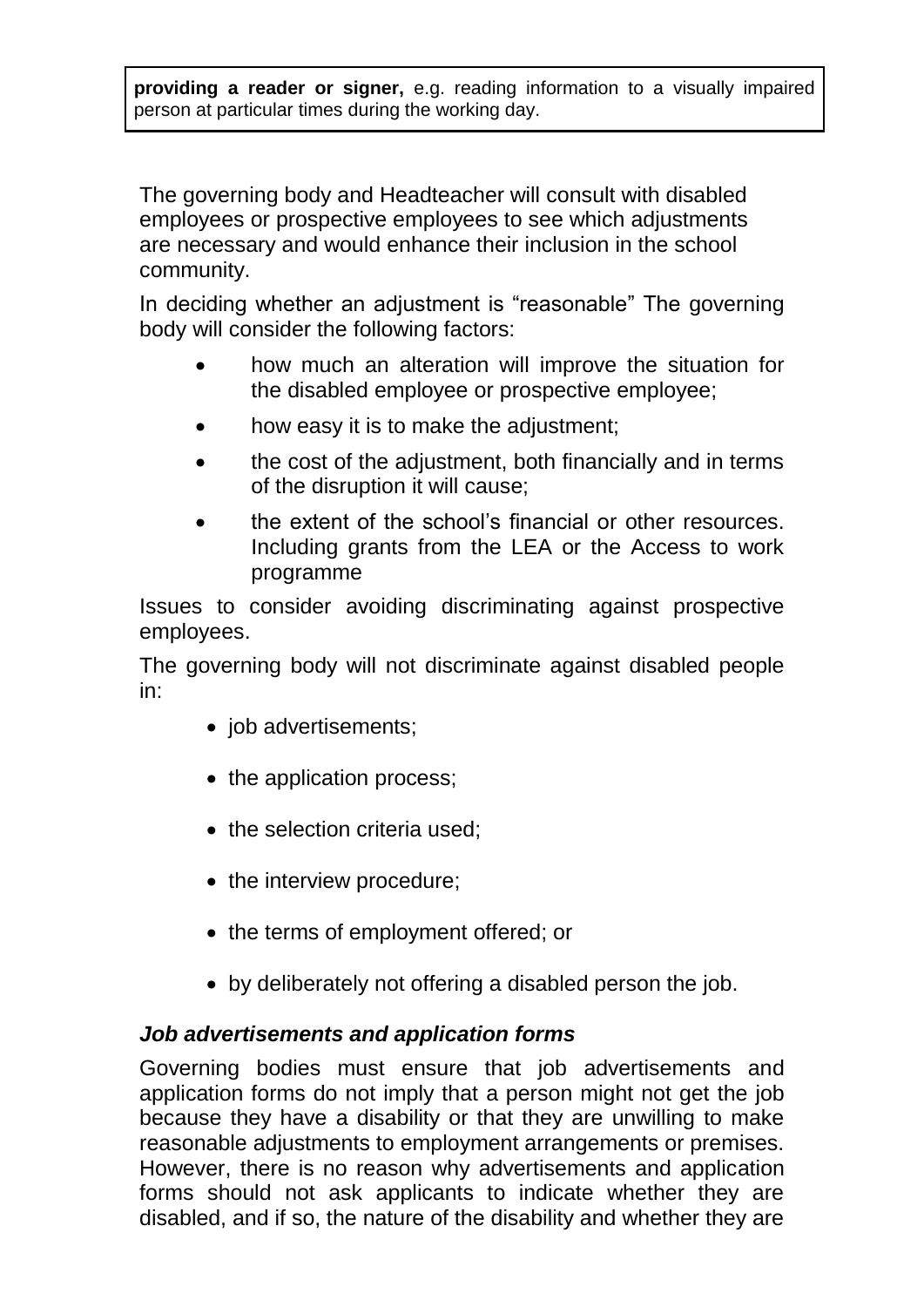**providing a reader or signer,** e.g. reading information to a visually impaired person at particular times during the working day.

The governing body and Headteacher will consult with disabled employees or prospective employees to see which adjustments are necessary and would enhance their inclusion in the school community.

In deciding whether an adjustment is "reasonable" The governing body will consider the following factors:

- how much an alteration will improve the situation for the disabled employee or prospective employee;
- how easy it is to make the adjustment;
- the cost of the adjustment, both financially and in terms of the disruption it will cause;
- the extent of the school's financial or other resources. Including grants from the LEA or the Access to work programme

Issues to consider avoiding discriminating against prospective employees.

The governing body will not discriminate against disabled people in:

- job advertisements;
- the application process;
- the selection criteria used;
- the interview procedure;
- the terms of employment offered; or
- by deliberately not offering a disabled person the job.

***Job advertisements and application forms***

Governing bodies must ensure that job advertisements and application forms do not imply that a person might not get the job because they have a disability or that they are unwilling to make reasonable adjustments to employment arrangements or premises. However, there is no reason why advertisements and application forms should not ask applicants to indicate whether they are disabled, and if so, the nature of the disability and whether they are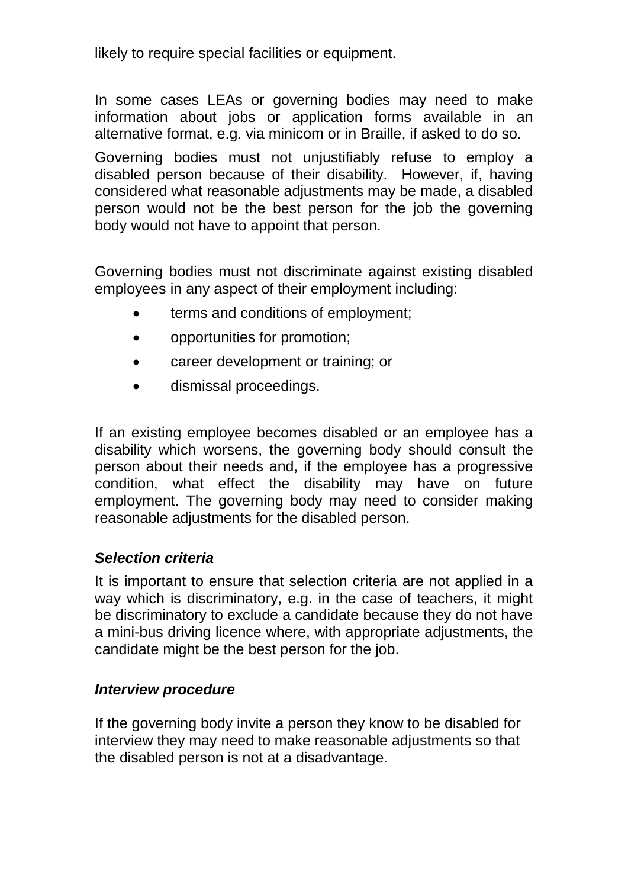likely to require special facilities or equipment.

In some cases LEAs or governing bodies may need to make information about jobs or application forms available in an alternative format, e.g. via minicom or in Braille, if asked to do so.

Governing bodies must not unjustifiably refuse to employ a disabled person because of their disability. However, if, having considered what reasonable adjustments may be made, a disabled person would not be the best person for the job the governing body would not have to appoint that person.

Governing bodies must not discriminate against existing disabled employees in any aspect of their employment including:

- terms and conditions of employment;
- opportunities for promotion;
- career development or training; or
- dismissal proceedings.

If an existing employee becomes disabled or an employee has a disability which worsens, the governing body should consult the person about their needs and, if the employee has a progressive condition, what effect the disability may have on future employment. The governing body may need to consider making reasonable adjustments for the disabled person.

***Selection criteria***

It is important to ensure that selection criteria are not applied in a way which is discriminatory, e.g. in the case of teachers, it might be discriminatory to exclude a candidate because they do not have a mini-bus driving licence where, with appropriate adjustments, the candidate might be the best person for the job.

***Interview procedure***

If the governing body invite a person they know to be disabled for interview they may need to make reasonable adjustments so that the disabled person is not at a disadvantage.